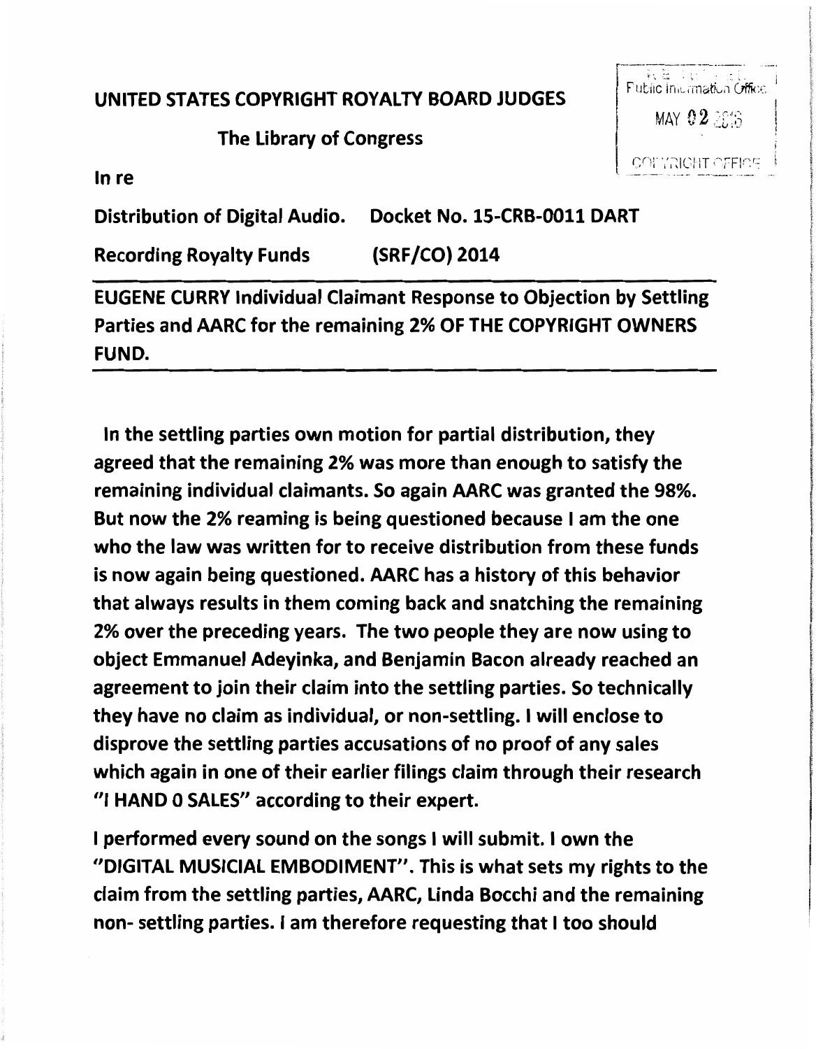**UNITED STATES COPYRIGHT ROYALTY BOARD JUDGES**

**The Library of Congress**

RECEIVED
Public Information Office
MAY 02 2016
COPYRIGHT OFFICE

**In re**

**Distribution of Digital Audio. Docket No. 15-CRB-0011 DART**

**Recording Royalty Funds (SRF/CO) 2014**

---

**EUGENE CURRY Individual Claimant Response to Objection by Settling Parties and AARC for the remaining 2% OF THE COPYRIGHT OWNERS FUND.**

---

**In the settling parties own motion for partial distribution, they agreed that the remaining 2% was more than enough to satisfy the remaining individual claimants. So again AARC was granted the 98%. But now the 2% reaming is being questioned because I am the one who the law was written for to receive distribution from these funds is now again being questioned. AARC has a history of this behavior that always results in them coming back and snatching the remaining 2% over the preceding years. The two people they are now using to object Emmanuel Adeyinka, and Benjamin Bacon already reached an agreement to join their claim into the settling parties. So technically they have no claim as individual, or non-settling. I will enclose to disprove the settling parties accusations of no proof of any sales which again in one of their earlier filings claim through their research "I HAND 0 SALES" according to their expert.**

**I performed every sound on the songs I will submit. I own the "DIGITAL MUSICIAL EMBODIMENT". This is what sets my rights to the claim from the settling parties, AARC, Linda Bocchi and the remaining non- settling parties. I am therefore requesting that I too should**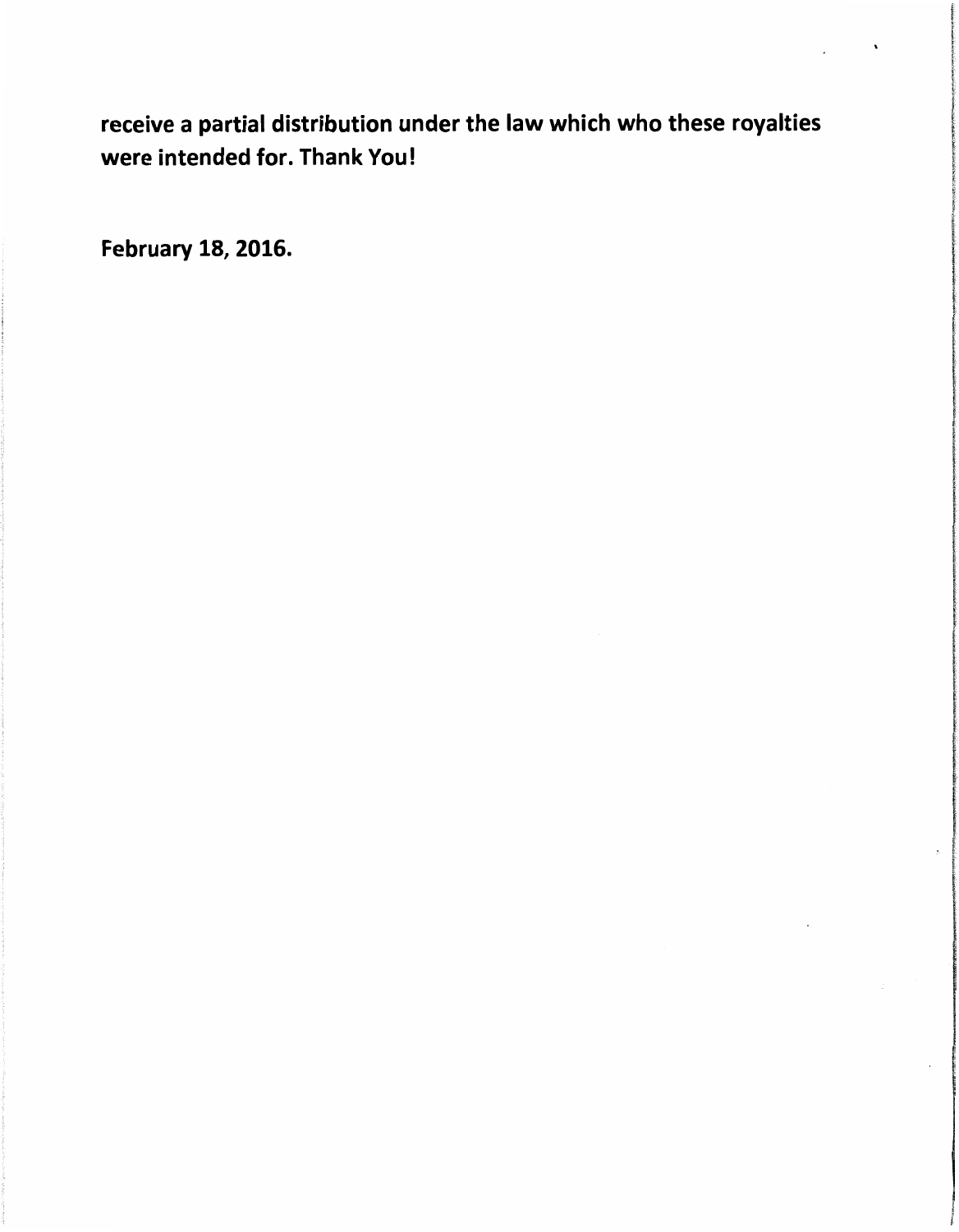**receive a partial distribution under the law which who these royalties were intended for. Thank You!**

**February 18, 2016.**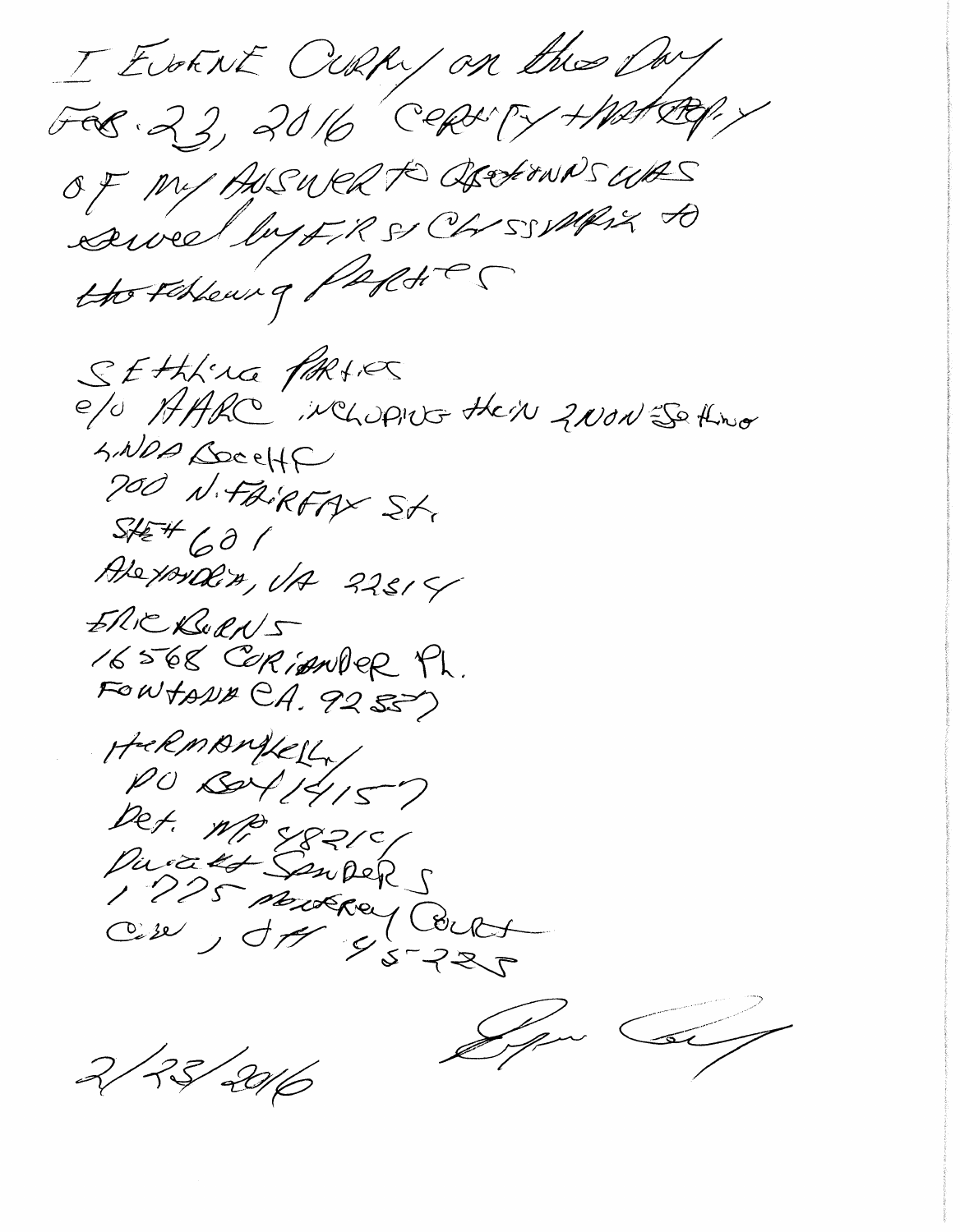I EUGENE CURRY on this Day FEB. 23, 2016 CERTIFY THAT COPY OF MY ANSWER TO OBJECTIONS WAS served by FIRST CLASS MAIL to the following PARTIES

SETTLING PARTIES
c/o AARC INCLUDING their 2 NON-Settling

LINDA BOCCHI
700 N. FAIRFAX St.
STE # 601
ALEXANDRIA, VA 22314

ERIC BURNS
16568 CORIANDER Pl.
FONTANA CA. 92337

HERMAN KELLY
PO BOX 14157
Det. MI 48214

DWIGHT SANDERS
1775 MONTEREY COURT
Cin, OH 45225

2/23/2016

[signature]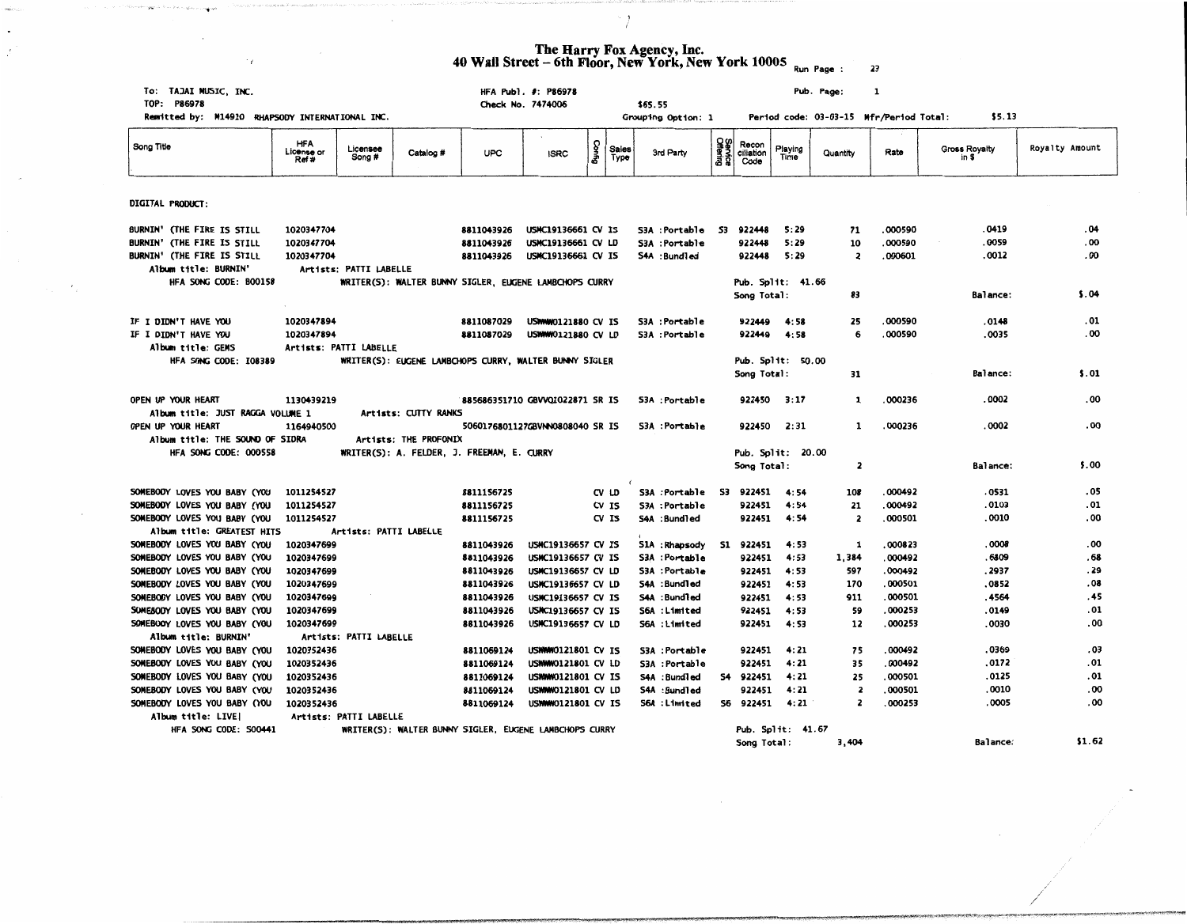# The Harry Fox Agency, Inc.
## 40 Wall Street – 6th Floor, New York, New York 10005

Run Page : 23

To: TAJAI MUSIC, INC.
TOP: P86978
Remitted by: M14910 RHAPSODY INTERNATIONAL INC.

HFA Publ. #: P86978
Check No. 7474006 $65.55
Grouping Option: 1

Pub. Page: 1
Period code: 03-03-15 Mfr/Period Total: $5.13

| Song Title | HFA License or Ref # | Licensee Song # | Catalog # | UPC | ISRC | Config | Sales Type | 3rd Party | Service Offering | Reconciliation Code | Playing Time | Quantity | Rate | Gross Royalty in $ | Royalty Amount |
|---|---|---|---|---|---|---|---|---|---|---|---|---|---|---|---|
| **DIGITAL PRODUCT:** | | | | | | | | | | | | | | | |
| BURNIN' (THE FIRE IS STILL | 1020347704 | | | 8811043926 | USMC19136661 | CV | IS | S3A :Portable | S3 | 922448 | 5:29 | 71 | .000590 | .0419 | .04 |
| BURNIN' (THE FIRE IS STILL | 1020347704 | | | 8811043926 | USMC19136661 | CV | LD | S3A :Portable | | 922448 | 5:29 | 10 | .000590 | .0059 | .00 |
| BURNIN' (THE FIRE IS STILL | 1020347704 | | | 8811043926 | USMC19136661 | CV | IS | S4A :Bundled | | 922448 | 5:29 | 2 | .000601 | .0012 | .00 |
| Album title: BURNIN' | | Artists: PATTI LABELLE | | | | | | | | | | | | | |
| HFA SONG CODE: B00158 | | WRITER(S): WALTER BUNNY SIGLER, EUGENE LAMBCHOPS CURRY | | | | | | | | Pub. Split: 41.66 | | | | | |
| | | | | | | | | | | Song Total: | | 83 | | Balance: | $.04 |
| IF I DIDN'T HAVE YOU | 1020347894 | | | 8811087029 | USMMW0121880 | CV | IS | S3A :Portable | | 922449 | 4:58 | 25 | .000590 | .0148 | .01 |
| IF I DIDN'T HAVE YOU | 1020347894 | | | 8811087029 | USMMW0121880 | CV | LD | S3A :Portable | | 922449 | 4:58 | 6 | .000590 | .0035 | .00 |
| Album title: GEMS | | Artists: PATTI LABELLE | | | | | | | | | | | | | |
| HFA SONG CODE: I08389 | | WRITER(S): EUGENE LAMBCHOPS CURRY, WALTER BUNNY SIGLER | | | | | | | | Pub. Split: 50.00 | | | | | |
| | | | | | | | | | | Song Total: | | 31 | | Balance: | $.01 |
| OPEN UP YOUR HEART | 1130439219 | | | 885686351710 | GBVVQ1022871 | SR | IS | S3A :Portable | | 922450 | 3:17 | 1 | .000236 | .0002 | .00 |
| Album title: JUST RAGGA VOLUME 1 | | Artists: CUTTY RANKS | | | | | | | | | | | | | |
| OPEN UP YOUR HEART | 1164940500 | | | 5060176801127 | GBVNN0808040 | SR | IS | S3A :Portable | | 922450 | 2:31 | 1 | .000236 | .0002 | .00 |
| Album title: THE SOUND OF SIDRA | | Artists: THE PROFONIX | | | | | | | | | | | | | |
| HFA SONG CODE: O00558 | | WRITER(S): A. FELDER, J. FREEMAN, E. CURRY | | | | | | | | Pub. Split: 20.00 | | | | | |
| | | | | | | | | | | Song Total: | | 2 | | Balance: | $.00 |
| SOMEBODY LOVES YOU BABY (YOU | 1011254527 | | | 8811156725 | | CV | LD | S3A :Portable | S3 | 922451 | 4:54 | 108 | .000492 | .0531 | .05 |
| SOMEBODY LOVES YOU BABY (YOU | 1011254527 | | | 8811156725 | | CV | IS | S3A :Portable | | 922451 | 4:54 | 21 | .000492 | .0103 | .01 |
| SOMEBODY LOVES YOU BABY (YOU | 1011254527 | | | 8811156725 | | CV | IS | S4A :Bundled | | 922451 | 4:54 | 2 | .000501 | .0010 | .00 |
| Album title: GREATEST HITS | | Artists: PATTI LABELLE | | | | | | | | | | | | | |
| SOMEBODY LOVES YOU BABY (YOU | 1020347699 | | | 8811043926 | USMC19136657 | CV | IS | S1A :Rhapsody | S1 | 922451 | 4:53 | 1 | .000823 | .0008 | .00 |
| SOMEBODY LOVES YOU BABY (YOU | 1020347699 | | | 8811043926 | USMC19136657 | CV | IS | S3A :Portable | | 922451 | 4:53 | 1,384 | .000492 | .6809 | .68 |
| SOMEBODY LOVES YOU BABY (YOU | 1020347699 | | | 8811043926 | USMC19136657 | CV | LD | S3A :Portable | | 922451 | 4:53 | 597 | .000492 | .2937 | .29 |
| SOMEBODY LOVES YOU BABY (YOU | 1020347699 | | | 8811043926 | USMC19136657 | CV | LD | S4A :Bundled | | 922451 | 4:53 | 170 | .000501 | .0852 | .08 |
| SOMEBODY LOVES YOU BABY (YOU | 1020347699 | | | 8811043926 | USMC19136657 | CV | IS | S4A :Bundled | | 922451 | 4:53 | 911 | .000501 | .4564 | .45 |
| SOMEBODY LOVES YOU BABY (YOU | 1020347699 | | | 8811043926 | USMC19136657 | CV | IS | S6A :Limited | | 922451 | 4:53 | 59 | .000253 | .0149 | .01 |
| SOMEBODY LOVES YOU BABY (YOU | 1020347699 | | | 8811043926 | USMC19136657 | CV | LD | S6A :Limited | | 922451 | 4:53 | 12 | .000253 | .0030 | .00 |
| Album title: BURNIN' | | Artists: PATTI LABELLE | | | | | | | | | | | | | |
| SOMEBODY LOVES YOU BABY (YOU | 1020352436 | | | 8811069124 | USMMW0121801 | CV | IS | S3A :Portable | | 922451 | 4:21 | 75 | .000492 | .0369 | .03 |
| SOMEBODY LOVES YOU BABY (YOU | 1020352436 | | | 8811069124 | USMMW0121801 | CV | LD | S3A :Portable | | 922451 | 4:21 | 35 | .000492 | .0172 | .01 |
| SOMEBODY LOVES YOU BABY (YOU | 1020352436 | | | 8811069124 | USMMW0121801 | CV | IS | S4A :Bundled | S4 | 922451 | 4:21 | 25 | .000501 | .0125 | .01 |
| SOMEBODY LOVES YOU BABY (YOU | 1020352436 | | | 8811069124 | USMMW0121801 | CV | LD | S4A :Bundled | | 922451 | 4:21 | 2 | .000501 | .0010 | .00 |
| SOMEBODY LOVES YOU BABY (YOU | 1020352436 | | | 8811069124 | USMMW0121801 | CV | IS | S6A :Limited | S6 | 922451 | 4:21 | 2 | .000253 | .0005 | .00 |
| Album title: LIVE! | | Artists: PATTI LABELLE | | | | | | | | | | | | | |
| HFA SONG CODE: S00441 | | WRITER(S): WALTER BUNNY SIGLER, EUGENE LAMBCHOPS CURRY | | | | | | | | Pub. Split: 41.67 | | | | | |
| | | | | | | | | | | Song Total: | | 3,404 | | Balance: | $1.62 |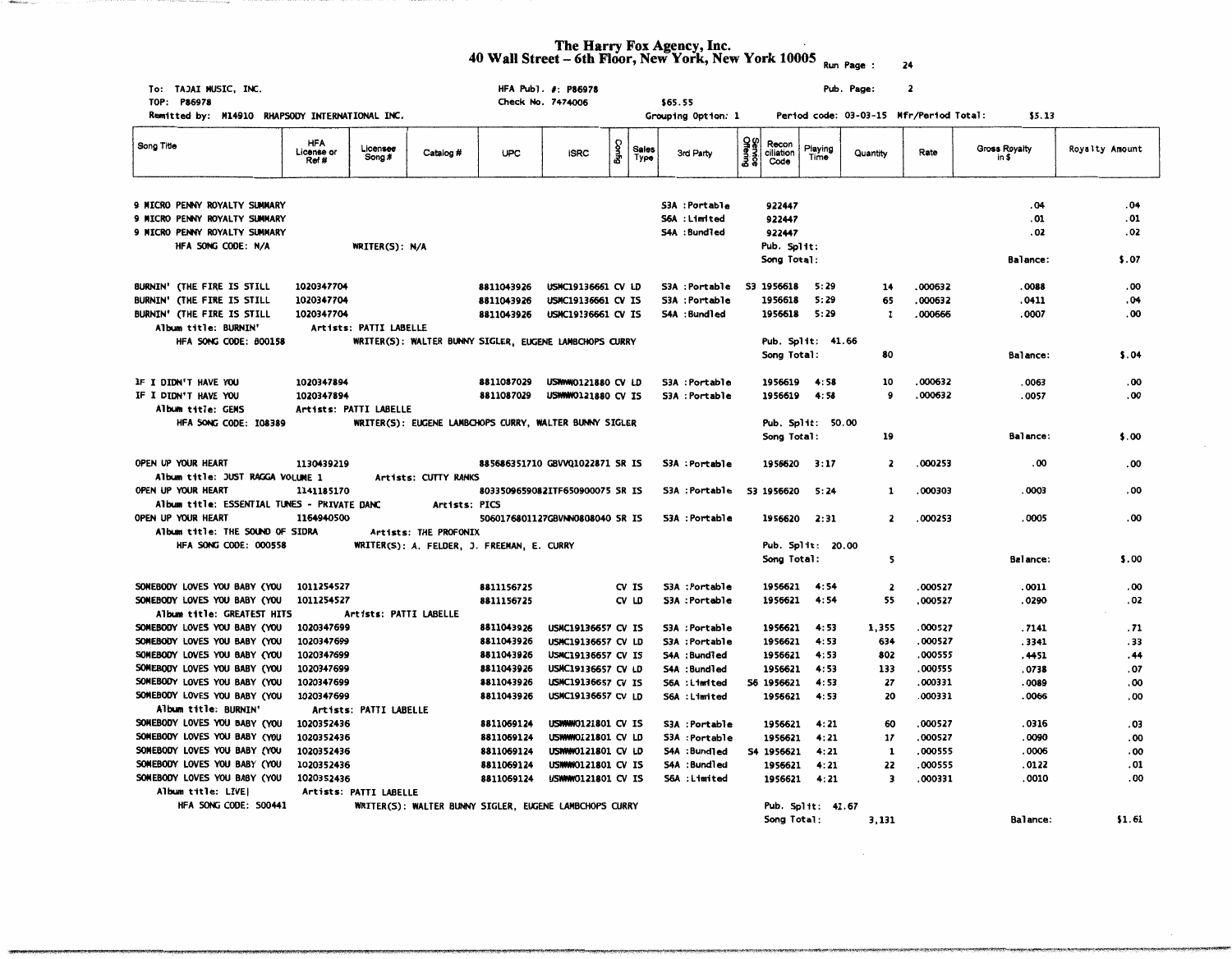# The Harry Fox Agency, Inc.
## 40 Wall Street – 6th Floor, New York, New York 10005

Run Page : 24

To: TAJAI MUSIC, INC.
TOP: P86978
Remitted by: M14910 RHAPSODY INTERNATIONAL INC.

HFA Publ. #: P86978
Check No. 7474006 $65.55
Grouping Option: 1

Pub. Page: 2
Period code: 03-03-15 Mfr/Period Total: $5.13

| Song Title | HFA License or Ref # | Licensee Song # | Catalog # | UPC | ISRC | Config | Sales Type | 3rd Party | Service Offering | Reconciliation Code | Playing Time | Quantity | Rate | Gross Royalty in $ | Royalty Amount |
|---|---|---|---|---|---|---|---|---|---|---|---|---|---|---|---|
| 9 MICRO PENNY ROYALTY SUMMARY | | | | | | | | S3A :Portable | | 922447 | | | | .04 | .04 |
| 9 MICRO PENNY ROYALTY SUMMARY | | | | | | | | S6A :Limited | | 922447 | | | | .01 | .01 |
| 9 MICRO PENNY ROYALTY SUMMARY | | | | | | | | S4A :Bundled | | 922447 | | | | .02 | .02 |
| HFA SONG CODE: N/A | | WRITER(S): N/A | | | | | | | | Pub. Split: | | | | | |
| | | | | | | | | | | Song Total: | | | | Balance: | $.07 |
| BURNIN' (THE FIRE IS STILL | 1020347704 | | | 8811043926 | USMC19136661 | CV | LD | S3A :Portable | S3 | 1956618 | 5:29 | 14 | .000632 | .0088 | .00 |
| BURNIN' (THE FIRE IS STILL | 1020347704 | | | 8811043926 | USMC19136661 | CV | IS | S3A :Portable | | 1956618 | 5:29 | 65 | .000632 | .0411 | .04 |
| BURNIN' (THE FIRE IS STILL | 1020347704 | | | 8811043926 | USMC19136661 | CV | IS | S4A :Bundled | | 1956618 | 5:29 | 1 | .000666 | .0007 | .00 |
| Album title: BURNIN' | | Artists: PATTI LABELLE | | | | | | | | | | | | | |
| HFA SONG CODE: B00158 | | WRITER(S): WALTER BUNNY SIGLER, EUGENE LAMBCHOPS CURRY | | | | | | | | Pub. Split: 41.66 | | | | | |
| | | | | | | | | | | Song Total: | | 80 | | Balance: | $.04 |
| IF I DIDN'T HAVE YOU | 1020347894 | | | 8811087029 | USWWW0121880 | CV | LD | S3A :Portable | | 1956619 | 4:58 | 10 | .000632 | .0063 | .00 |
| IF I DIDN'T HAVE YOU | 1020347894 | | | 8811087029 | USWWW0121880 | CV | IS | S3A :Portable | | 1956619 | 4:58 | 9 | .000632 | .0057 | .00 |
| Album title: GEMS | | Artists: PATTI LABELLE | | | | | | | | | | | | | |
| HFA SONG CODE: I08389 | | WRITER(S): EUGENE LAMBCHOPS CURRY, WALTER BUNNY SIGLER | | | | | | | | Pub. Split: 50.00 | | | | | |
| | | | | | | | | | | Song Total: | | 19 | | Balance: | $.00 |
| OPEN UP YOUR HEART | 1130439219 | | | 885686351710 | GBVVQ1022871 | SR | IS | S3A :Portable | | 1956620 | 3:17 | 2 | .000253 | .00 | .00 |
| Album title: JUST RAGGA VOLUME 1 | | Artists: CUTTY RANKS | | | | | | | | | | | | | |
| OPEN UP YOUR HEART | 1141185170 | | | 8033509659082 | ITF650900075 | SR | IS | S3A :Portable | S3 | 1956620 | 5:24 | 1 | .000303 | .0003 | .00 |
| Album title: ESSENTIAL TUNES - PRIVATE DANC | | | Artists: PICS | | | | | | | | | | | | |
| OPEN UP YOUR HEART | 1164940500 | | | 5060176801127 | GBVNN0808040 | SR | IS | S3A :Portable | | 1956620 | 2:31 | 2 | .000253 | .0005 | .00 |
| Album title: THE SOUND OF SIDRA | | Artists: THE PROFONIX | | | | | | | | | | | | | |
| HFA SONG CODE: O00558 | | WRITER(S): A. FELDER, J. FREEMAN, E. CURRY | | | | | | | | Pub. Split: 20.00 | | | | | |
| | | | | | | | | | | Song Total: | | 5 | | Balance: | $.00 |
| SOMEBODY LOVES YOU BABY (YOU | 1011254527 | | | 8811156725 | | CV | IS | S3A :Portable | | 1956621 | 4:54 | 2 | .000527 | .0011 | .00 |
| SOMEBODY LOVES YOU BABY (YOU | 1011254527 | | | 8811156725 | | CV | LD | S3A :Portable | | 1956621 | 4:54 | 55 | .000527 | .0290 | .02 |
| Album title: GREATEST HITS | | Artists: PATTI LABELLE | | | | | | | | | | | | | |
| SOMEBODY LOVES YOU BABY (YOU | 1020347699 | | | 8811043926 | USMC19136657 | CV | IS | S3A :Portable | | 1956621 | 4:53 | 1,355 | .000527 | .7141 | .71 |
| SOMEBODY LOVES YOU BABY (YOU | 1020347699 | | | 8811043926 | USMC19136657 | CV | LD | S3A :Portable | | 1956621 | 4:53 | 634 | .000527 | .3341 | .33 |
| SOMEBODY LOVES YOU BABY (YOU | 1020347699 | | | 8811043926 | USMC19136657 | CV | IS | S4A :Bundled | | 1956621 | 4:53 | 802 | .000555 | .4451 | .44 |
| SOMEBODY LOVES YOU BABY (YOU | 1020347699 | | | 8811043926 | USMC19136657 | CV | LD | S4A :Bundled | | 1956621 | 4:53 | 133 | .000555 | .0738 | .07 |
| SOMEBODY LOVES YOU BABY (YOU | 1020347699 | | | 8811043926 | USMC19136657 | CV | IS | S6A :Limited | S6 | 1956621 | 4:53 | 27 | .000331 | .0089 | .00 |
| SOMEBODY LOVES YOU BABY (YOU | 1020347699 | | | 8811043926 | USMC19136657 | CV | LD | S6A :Limited | | 1956621 | 4:53 | 20 | .000331 | .0066 | .00 |
| Album title: BURNIN' | | Artists: PATTI LABELLE | | | | | | | | | | | | | |
| SOMEBODY LOVES YOU BABY (YOU | 1020352436 | | | 8811069124 | USWWW0121801 | CV | IS | S3A :Portable | | 1956621 | 4:21 | 60 | .000527 | .0316 | .03 |
| SOMEBODY LOVES YOU BABY (YOU | 1020352436 | | | 8811069124 | USWWW0121801 | CV | LD | S3A :Portable | | 1956621 | 4:21 | 17 | .000527 | .0090 | .00 |
| SOMEBODY LOVES YOU BABY (YOU | 1020352436 | | | 8811069124 | USWWW0121801 | CV | IS | S4A :Bundled | S4 | 1956621 | 4:21 | 1 | .000555 | .0006 | .00 |
| SOMEBODY LOVES YOU BABY (YOU | 1020352436 | | | 8811069124 | USWWW0121801 | CV | IS | S4A :Bundled | | 1956621 | 4:21 | 22 | .000555 | .0122 | .01 |
| SOMEBODY LOVES YOU BABY (YOU | 1020352436 | | | 8811069124 | USWWW0121801 | CV | IS | S6A :Limited | | 1956621 | 4:21 | 3 | .000331 | .0010 | .00 |
| Album title: LIVE! | | Artists: PATTI LABELLE | | | | | | | | | | | | | |
| HFA SONG CODE: S00441 | | WRITER(S): WALTER BUNNY SIGLER, EUGENE LAMBCHOPS CURRY | | | | | | | | Pub. Split: 41.67 | | | | | |
| | | | | | | | | | | Song Total: | | 3,131 | | Balance: | $1.61 |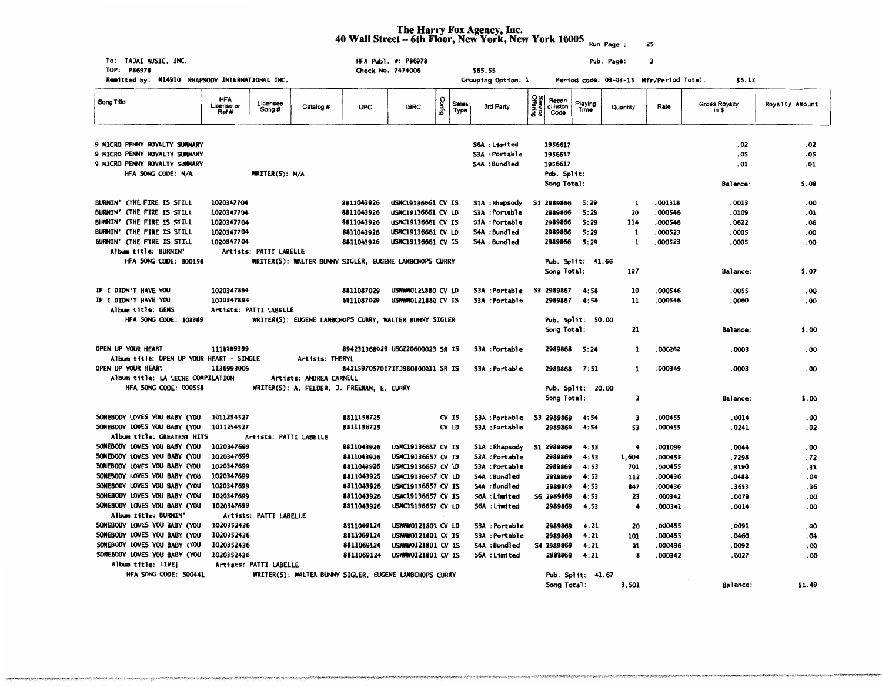# The Harry Fox Agency, Inc.
## 40 Wall Street – 6th Floor, New York, New York 10005

Run Page : 25

To: TAJAI MUSIC, INC. | HFA Publ. #: P86978 | Pub. Page: 3
TOP: P86978 | Check No. 7474006 | $65.55
Remitted by: M14910 RHAPSODY INTERNATIONAL INC. | Grouping Option: 1 | Period code: 03-03-15 Mfr/Period Total: $5.13

| Song Title | HFA License or Ref # | Licensee Song # | Catalog # | UPC | ISRC | Config | Sales Type | 3rd Party | Service Offering | Recon ciliation Code | Playing Time | Quantity | Rate | Gross Royalty in $ | Royalty Amount |
|---|---|---|---|---|---|---|---|---|---|---|---|---|---|---|---|
| 9 MICRO PENNY ROYALTY SUMMARY | | | | | | | | S6A : Limited | | 1956617 | | | | .02 | .02 |
| 9 MICRO PENNY ROYALTY SUMMARY | | | | | | | | S3A : Portable | | 1956617 | | | | .05 | .05 |
| 9 MICRO PENNY ROYALTY SUMMARY | | | | | | | | S4A : Bundled | | 1956617 | | | | .01 | .01 |
| HFA SONG CODE: N/A | | WRITER(S): N/A | | | | | | | | Pub. Split: | | | | | |
| | | | | | | | | | | Song Total: | | | | Balance: | $.08 |
| BURNIN' (THE FIRE IS STILL | 1020347704 | | | 8811043926 | USMC19136661 | CV | IS | S1A : Rhapsody | S1 | 2989866 | 5:29 | 1 | .001318 | .0013 | .00 |
| BURNIN' (THE FIRE IS STILL | 1020347704 | | | 8811043926 | USMC19136661 | CV | LD | S3A : Portable | | 2989866 | 5:29 | 20 | .000546 | .0109 | .01 |
| BURNIN' (THE FIRE IS STILL | 1020347704 | | | 8811043926 | USMC19136661 | CV | IS | S3A : Portable | | 2989866 | 5:29 | 114 | .000546 | .0622 | .06 |
| BURNIN' (THE FIRE IS STILL | 1020347704 | | | 8811043926 | USMC19136661 | CV | LD | S4A : Bundled | | 2989866 | 5:29 | 1 | .000523 | .0005 | .00 |
| BURNIN' (THE FIRE IS STILL | 1020347704 | | | 8811043926 | USMC19136661 | CV | IS | S4A : Bundled | | 2989866 | 5:29 | 1 | .000523 | .0005 | .00 |
| Album title: BURNIN' | | Artists: PATTI LABELLE | | | | | | | | | | | | | |
| HFA SONG CODE: B00158 | | WRITER(S): WALTER BUNNY SIGLER, EUGENE LAMBCHOPS CURRY | | | | | | | | Pub. Split: 41.66 | | | | | |
| | | | | | | | | | | Song Total: | | 137 | | Balance: | $.07 |
| IF I DIDN'T HAVE YOU | 1020347894 | | | 8811087029 | USWWW0121880 | CV | LD | S3A : Portable | S3 | 2989867 | 4:58 | 10 | .000546 | .0055 | .00 |
| IF I DIDN'T HAVE YOU | 1020347894 | | | 8811087029 | USWWW0121880 | CV | IS | S3A : Portable | | 2989867 | 4:58 | 11 | .000546 | .0060 | .00 |
| Album title: GEMS | | Artists: PATTI LABELLE | | | | | | | | | | | | | |
| HFA SONG CODE: I08389 | | WRITER(S): EUGENE LAMBCHOPS CURRY, WALTER BUNNY SIGLER | | | | | | | | Pub. Split: 50.00 | | | | | |
| | | | | | | | | | | Song Total: | | 21 | | Balance: | $.00 |
| OPEN UP YOUR HEART | 1118289399 | | | 894231368929 | USGZ20600023 | SR | IS | S3A : Portable | | 2989868 | 5:24 | 1 | .000262 | .0003 | .00 |
| Album title: OPEN UP YOUR HEART - SINGLE | | Artists: THERYL | | | | | | | | | | | | | |
| OPEN UP YOUR HEART | 1136993009 | | | 8421597057017 | ITJ980800011 | SR | IS | S3A : Portable | | 2989868 | 7:51 | 1 | .000349 | .0003 | .00 |
| Album title: LA LECHE COMPILATION | | Artists: ANDREA CARNELL | | | | | | | | | | | | | |
| HFA SONG CODE: O00558 | | WRITER(S): A. FELDER, J. FREEMAN, E. CURRY | | | | | | | | Pub. Split: 20.00 | | | | | |
| | | | | | | | | | | Song Total: | | 2 | | Balance: | $.00 |
| SOMEBODY LOVES YOU BABY (YOU | 1011254527 | | | 8811156725 | | CV | IS | S3A : Portable | S3 | 2989869 | 4:54 | 3 | .000455 | .0014 | .00 |
| SOMEBODY LOVES YOU BABY (YOU | 1011254527 | | | 8811156725 | | CV | LD | S3A : Portable | | 2989869 | 4:54 | 53 | .000455 | .0241 | .02 |
| Album title: GREATEST HITS | | Artists: PATTI LABELLE | | | | | | | | | | | | | |
| SOMEBODY LOVES YOU BABY (YOU | 1020347699 | | | 8811043926 | USMC19136657 | CV | IS | S1A : Rhapsody | S1 | 2989869 | 4:53 | 4 | .001099 | .0044 | .00 |
| SOMEBODY LOVES YOU BABY (YOU | 1020347699 | | | 8811043926 | USMC19136657 | CV | IS | S3A : Portable | | 2989869 | 4:53 | 1,604 | .000455 | .7298 | .72 |
| SOMEBODY LOVES YOU BABY (YOU | 1020347699 | | | 8811043926 | USMC19136657 | CV | LD | S3A : Portable | | 2989869 | 4:53 | 701 | .000455 | .3190 | .31 |
| SOMEBODY LOVES YOU BABY (YOU | 1020347699 | | | 8811043926 | USMC19136657 | CV | LD | S4A : Bundled | | 2989869 | 4:53 | 112 | .000436 | .0488 | .04 |
| SOMEBODY LOVES YOU BABY (YOU | 1020347699 | | | 8811043926 | USMC19136657 | CV | IS | S4A : Bundled | | 2989869 | 4:53 | 847 | .000436 | .3693 | .36 |
| SOMEBODY LOVES YOU BABY (YOU | 1020347699 | | | 8811043926 | USMC19136657 | CV | IS | S6A : Limited | S6 | 2989869 | 4:53 | 23 | .000342 | .0079 | .00 |
| SOMEBODY LOVES YOU BABY (YOU | 1020347699 | | | 8811043926 | USMC19136657 | CV | LD | S6A : Limited | | 2989869 | 4:53 | 4 | .000342 | .0014 | .00 |
| Album title: BURNIN' | | Artists: PATTI LABELLE | | | | | | | | | | | | | |
| SOMEBODY LOVES YOU BABY (YOU | 1020352436 | | | 8811069124 | USWWW0121801 | CV | LD | S3A : Portable | | 2989869 | 4:21 | 20 | .000455 | .0091 | .00 |
| SOMEBODY LOVES YOU BABY (YOU | 1020352436 | | | 8811069124 | USWWW0121801 | CV | IS | S3A : Portable | | 2989869 | 4:21 | 101 | .000455 | .0460 | .04 |
| SOMEBODY LOVES YOU BABY (YOU | 1020352436 | | | 8811069124 | USWWW0121801 | CV | IS | S4A : Bundled | S4 | 2989869 | 4:21 | 21 | .000436 | .0092 | .00 |
| SOMEBODY LOVES YOU BABY (YOU | 1020352436 | | | 8811069124 | USWWW0121801 | CV | IS | S6A : Limited | | 2989869 | 4:21 | 8 | .000342 | .0027 | .00 |
| Album title: LIVE! | | Artists: PATTI LABELLE | | | | | | | | | | | | | |
| HFA SONG CODE: S00441 | | WRITER(S): WALTER BUNNY SIGLER, EUGENE LAMBCHOPS CURRY | | | | | | | | Pub. Split: 41.67 | | | | | |
| | | | | | | | | | | Song Total: | | 3,501 | | Balance: | $1.49 |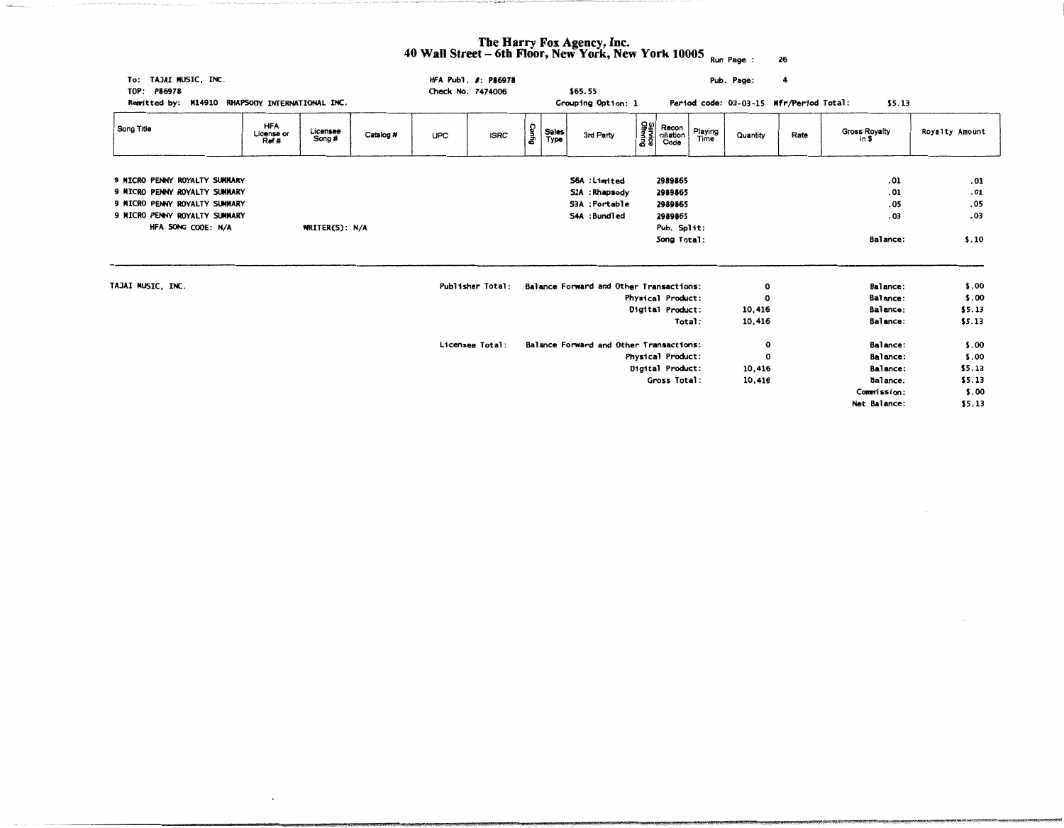# The Harry Fox Agency, Inc.
## 40 Wall Street – 6th Floor, New York, New York 10005

Run Page : 26

To: TAJAI MUSIC, INC.
TOP: P86978
Remitted by: M14910 RHAPSODY INTERNATIONAL INC.

HFA Publ. #: P86978
Check No. 7474006

$65.55
Grouping Option: 1

Pub. Page: 4
Period code: 03-03-15 Mfr/Period Total: $5.13

| Song Title | HFA License or Ref # | Licensee Song # | Catalog # | UPC | ISRC | Config | Sales Type | 3rd Party | Service Offering | Reconciliation Code | Playing Time | Quantity | Rate | Gross Royalty in $ | Royalty Amount |
|---|---|---|---|---|---|---|---|---|---|---|---|---|---|---|---|
| 9 MICRO PENNY ROYALTY SUMMARY | | | | | | | | S6A :Limited | | 2989865 | | | | .01 | .01 |
| 9 MICRO PENNY ROYALTY SUMMARY | | | | | | | | S1A :Rhapsody | | 2989865 | | | | .01 | .01 |
| 9 MICRO PENNY ROYALTY SUMMARY | | | | | | | | S3A :Portable | | 2989865 | | | | .05 | .05 |
| 9 MICRO PENNY ROYALTY SUMMARY | | | | | | | | S4A :Bundled | | 2989865 | | | | .03 | .03 |
| HFA SONG CODE: N/A | | WRITER(S): N/A | | | | | | | | Pub. Split: | | | | | |
| | | | | | | | | | | Song Total: | | | | Balance: | $.10 |

TAJAI MUSIC, INC.

| | | Quantity | | Amount |
|---|---|---|---|---|
| Publisher Total: | Balance Forward and Other Transactions: | 0 | Balance: | $.00 |
| | Physical Product: | 0 | Balance: | $.00 |
| | Digital Product: | 10,416 | Balance: | $5.13 |
| | Total: | 10,416 | Balance: | $5.13 |
| Licensee Total: | Balance Forward and Other Transactions: | 0 | Balance: | $.00 |
| | Physical Product: | 0 | Balance: | $.00 |
| | Digital Product: | 10,416 | Balance: | $5.13 |
| | Gross Total: | 10,416 | Balance: | $5.13 |
| | | | Commission: | $.00 |
| | | | Net Balance: | $5.13 |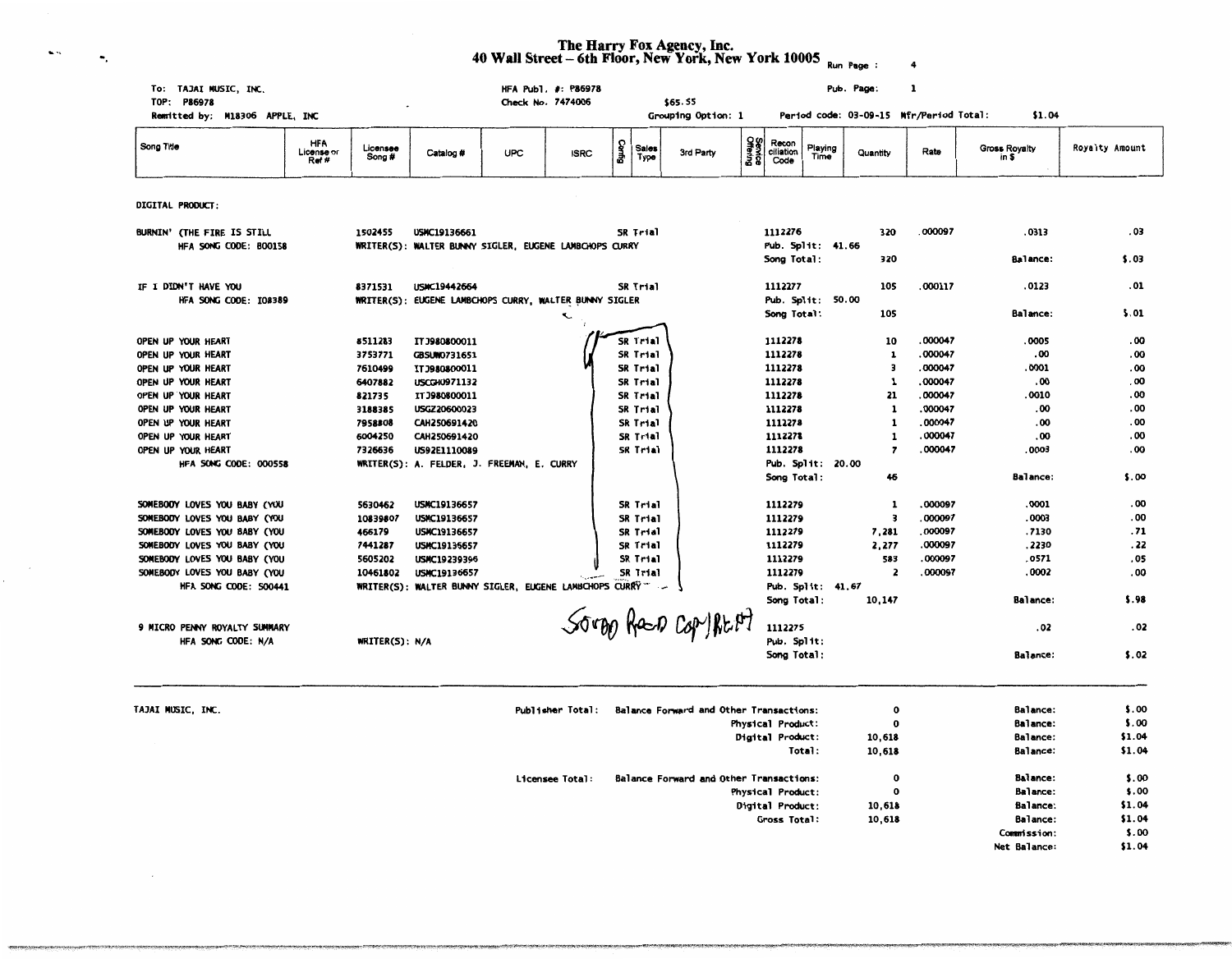**The Harry Fox Agency, Inc.**
**40 Wall Street – 6th Floor, New York, New York 10005**

Run Page : 4

To: TAJAI MUSIC, INC. — HFA Publ. #: P86978 — Pub. Page: 1
TOP: P86978 — Check No. 7474006 — $65.55
Remitted by: M18306 APPLE, INC — Grouping Option: 1 — Period code: 03-09-15 Mfr/Period Total: $1.04

| Song Title | HFA License or Ref # | Licensee Song # | Catalog # | UPC | ISRC | Config | Sales Type | 3rd Party | Service Offering | Recon ciliation Code | Playing Time | Quantity | Rate | Gross Royalty in $ | Royalty Amount |
|---|---|---|---|---|---|---|---|---|---|---|---|---|---|---|---|
| DIGITAL PRODUCT: | | | | | | | | | | | | | | | |
| BURNIN' (THE FIRE IS STILL | | 1502455 | USMC19136661 | | | | SR Trial | | | 1112276 | | 320 | .000097 | .0313 | .03 |
| HFA SONG CODE: B00158 | | WRITER(S): WALTER BUNNY SIGLER, EUGENE LAMBCHOPS CURRY | | | | | | | | Pub. Split: 41.66 | | | | | |
| | | | | | | | | | | Song Total: | | 320 | | Balance: | $.03 |
| IF I DIDN'T HAVE YOU | | 8371531 | USMC19442664 | | | | SR Trial | | | 1112277 | | 105 | .000117 | .0123 | .01 |
| HFA SONG CODE: I08389 | | WRITER(S): EUGENE LAMBCHOPS CURRY, WALTER BUNNY SIGLER | | | | | | | | Pub. Split: 50.00 | | | | | |
| | | | | | | | | | | Song Total: | | 105 | | Balance: | $.01 |
| OPEN UP YOUR HEART | | 8511283 | ITJ980800011 | | | | SR Trial | | | 1112278 | | 10 | .000047 | .0005 | .00 |
| OPEN UP YOUR HEART | | 3753771 | GBSUM0731651 | | | | SR Trial | | | 1112278 | | 1 | .000047 | .00 | .00 |
| OPEN UP YOUR HEART | | 7610499 | ITJ980800011 | | | | SR Trial | | | 1112278 | | 3 | .000047 | .0001 | .00 |
| OPEN UP YOUR HEART | | 6407882 | USCGH0971132 | | | | SR Trial | | | 1112278 | | 1 | .000047 | .00 | .00 |
| OPEN UP YOUR HEART | | 821735 | ITJ980800011 | | | | SR Trial | | | 1112278 | | 21 | .000047 | .0010 | .00 |
| OPEN UP YOUR HEART | | 3188385 | USGZ20600023 | | | | SR Trial | | | 1112278 | | 1 | .000047 | .00 | .00 |
| OPEN UP YOUR HEART | | 7958808 | CAH250691420 | | | | SR Trial | | | 1112278 | | 1 | .000047 | .00 | .00 |
| OPEN UP YOUR HEART | | 6004250 | CAH250691420 | | | | SR Trial | | | 1112278 | | 1 | .000047 | .00 | .00 |
| OPEN UP YOUR HEART | | 7326636 | US92E1110089 | | | | SR Trial | | | 1112278 | | 7 | .000047 | .0003 | .00 |
| HFA SONG CODE: O00558 | | WRITER(S): A. FELDER, J. FREEMAN, E. CURRY | | | | | | | | Pub. Split: 20.00 | | | | | |
| | | | | | | | | | | Song Total: | | 46 | | Balance: | $.00 |
| SOMEBODY LOVES YOU BABY (YOU | | 5630462 | USMC19136657 | | | | SR Trial | | | 1112279 | | 1 | .000097 | .0001 | .00 |
| SOMEBODY LOVES YOU BABY (YOU | | 10839807 | USMC19136657 | | | | SR Trial | | | 1112279 | | 3 | .000097 | .0003 | .00 |
| SOMEBODY LOVES YOU BABY (YOU | | 466179 | USMC19136657 | | | | SR Trial | | | 1112279 | | 7,281 | .000097 | .7130 | .71 |
| SOMEBODY LOVES YOU BABY (YOU | | 7441287 | USMC19136657 | | | | SR Trial | | | 1112279 | | 2,277 | .000097 | .2230 | .22 |
| SOMEBODY LOVES YOU BABY (YOU | | 5605202 | USMC19239396 | | | | SR Trial | | | 1112279 | | 583 | .000097 | .0571 | .05 |
| SOMEBODY LOVES YOU BABY (YOU | | 10461802 | USMC19136657 | | | | SR Trial | | | 1112279 | | 2 | .000097 | .0002 | .00 |
| HFA SONG CODE: S00441 | | WRITER(S): WALTER BUNNY SIGLER, EUGENE LAMBCHOPS CURRY | | | | | | | | Pub. Split: 41.67 | | | | | |
| | | | | | | | | | | Song Total: | | 10,147 | | Balance: | $.98 |
| 9 MICRO PENNY ROYALTY SUMMARY | | | | | | | | | | 1112275 | | | | .02 | .02 |
| HFA SONG CODE: N/A | | WRITER(S): N/A | | | | | | | | Pub. Split: | | | | | |
| | | | | | | | | | | Song Total: | | | | Balance: | $.02 |

Sound Recording Copyright

| | | | | |
|---|---|---|---|---|
| TAJAI MUSIC, INC. — Publisher Total: | Balance Forward and Other Transactions: | 0 | Balance: | $.00 |
| | Physical Product: | 0 | Balance: | $.00 |
| | Digital Product: | 10,618 | Balance: | $1.04 |
| | Total: | 10,618 | Balance: | $1.04 |
| Licensee Total: | Balance Forward and Other Transactions: | 0 | Balance: | $.00 |
| | Physical Product: | 0 | Balance: | $.00 |
| | Digital Product: | 10,618 | Balance: | $1.04 |
| | Gross Total: | 10,618 | Balance: | $1.04 |
| | | | Commission: | $.00 |
| | | | Net Balance: | $1.04 |